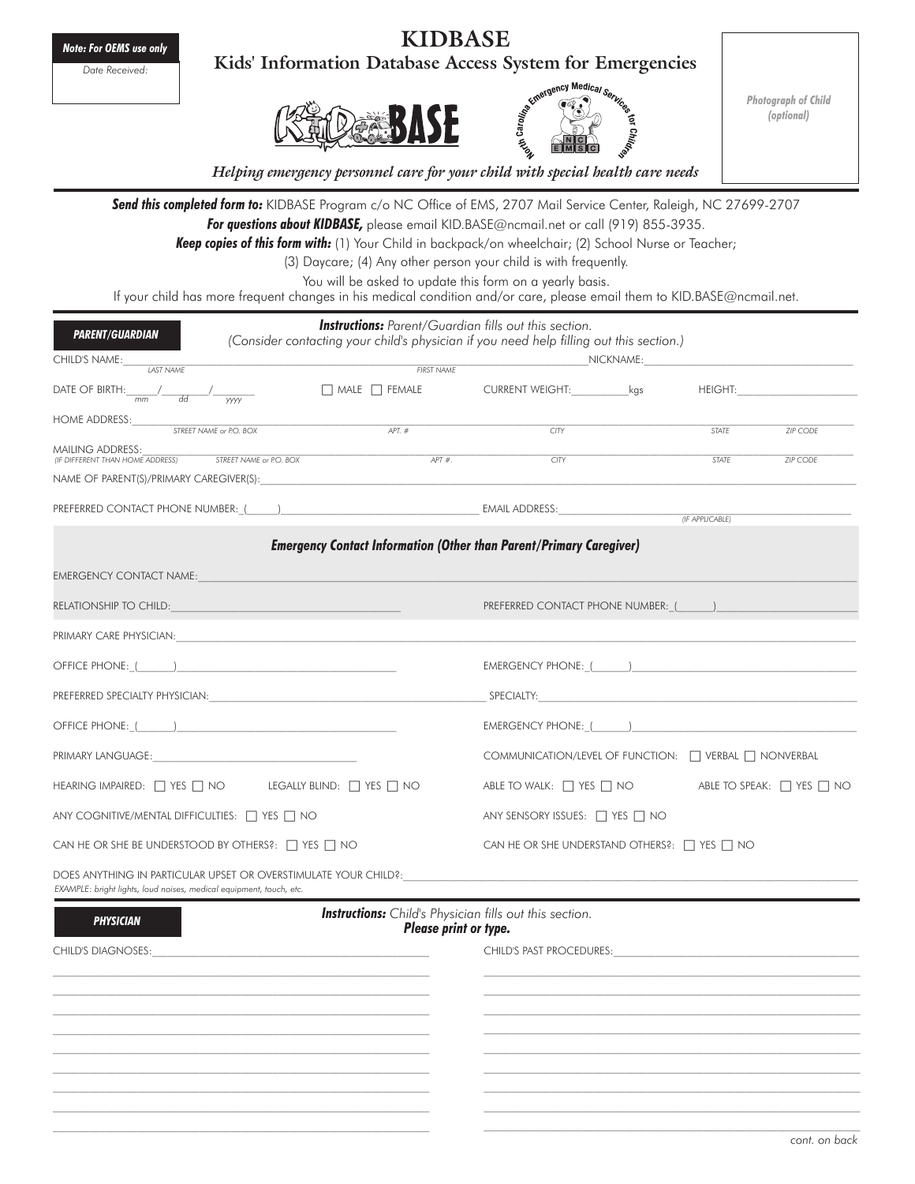**Note: For OEMS use only**

Date Received:

# KIDBASE

## Kids' Information Database Access System for Emergencies

North Carolina Emergency Medical Services for Children

NC EMSC

Photograph of Child (optional)

*Helping emergency personnel care for your child with special health care needs*

***Send this completed form to:*** KIDBASE Program c/o NC Office of EMS, 2707 Mail Service Center, Raleigh, NC 27699-2707

***For questions about KIDBASE,*** please email KID.BASE@ncmail.net or call (919) 855-3935.

***Keep copies of this form with:*** (1) Your Child in backpack/on wheelchair; (2) School Nurse or Teacher; (3) Daycare; (4) Any other person your child is with frequently.

You will be asked to update this form on a yearly basis.

If your child has more frequent changes in his medical condition and/or care, please email them to KID.BASE@ncmail.net.

---

### PARENT/GUARDIAN

***Instructions:*** *Parent/Guardian fills out this section.*
*(Consider contacting your child's physician if you need help filling out this section.)*

CHILD'S NAME: ______________________ (LAST NAME) ______________________ (FIRST NAME) NICKNAME: ______________________

DATE OF BIRTH: ____/____/______ (mm / dd / yyyy) ☐ MALE ☐ FEMALE CURRENT WEIGHT: ________ kgs HEIGHT: ____________

HOME ADDRESS: ______________________ (STREET NAME or P.O. BOX) ________ (APT. #) ____________ (CITY) ________ (STATE) ________ (ZIP CODE)

MAILING ADDRESS: (IF DIFFERENT THAN HOME ADDRESS) ______________________ (STREET NAME or P.O. BOX) ________ (APT #.) ____________ (CITY) ________ (STATE) ________ (ZIP CODE)

NAME OF PARENT(S)/PRIMARY CAREGIVER(S): ______________________________________________

PREFERRED CONTACT PHONE NUMBER: (_____) ______________________ EMAIL ADDRESS: ______________________ (IF APPLICABLE)

***Emergency Contact Information (Other than Parent/Primary Caregiver)***

EMERGENCY CONTACT NAME: ______________________________________________

RELATIONSHIP TO CHILD: ______________________ PREFERRED CONTACT PHONE NUMBER: (_____) ______________________

PRIMARY CARE PHYSICIAN: ______________________________________________

OFFICE PHONE: (_____) ______________________ EMERGENCY PHONE: (_____) ______________________

PREFERRED SPECIALTY PHYSICIAN: ______________________ SPECIALTY: ______________________

OFFICE PHONE: (_____) ______________________ EMERGENCY PHONE: (_____) ______________________

PRIMARY LANGUAGE: ______________________ COMMUNICATION/LEVEL OF FUNCTION: ☐ VERBAL ☐ NONVERBAL

HEARING IMPAIRED: ☐ YES ☐ NO LEGALLY BLIND: ☐ YES ☐ NO ABLE TO WALK: ☐ YES ☐ NO ABLE TO SPEAK: ☐ YES ☐ NO

ANY COGNITIVE/MENTAL DIFFICULTIES: ☐ YES ☐ NO ANY SENSORY ISSUES: ☐ YES ☐ NO

CAN HE OR SHE BE UNDERSTOOD BY OTHERS?: ☐ YES ☐ NO CAN HE OR SHE UNDERSTAND OTHERS?: ☐ YES ☐ NO

DOES ANYTHING IN PARTICULAR UPSET OR OVERSTIMULATE YOUR CHILD?: ______________________________________________
*EXAMPLE: bright lights, loud noises, medical equipment, touch, etc.*

---

### PHYSICIAN

***Instructions:*** *Child's Physician fills out this section.*
***Please print or type.***

CHILD'S DIAGNOSES: ______________________ CHILD'S PAST PROCEDURES: ______________________

*cont. on back*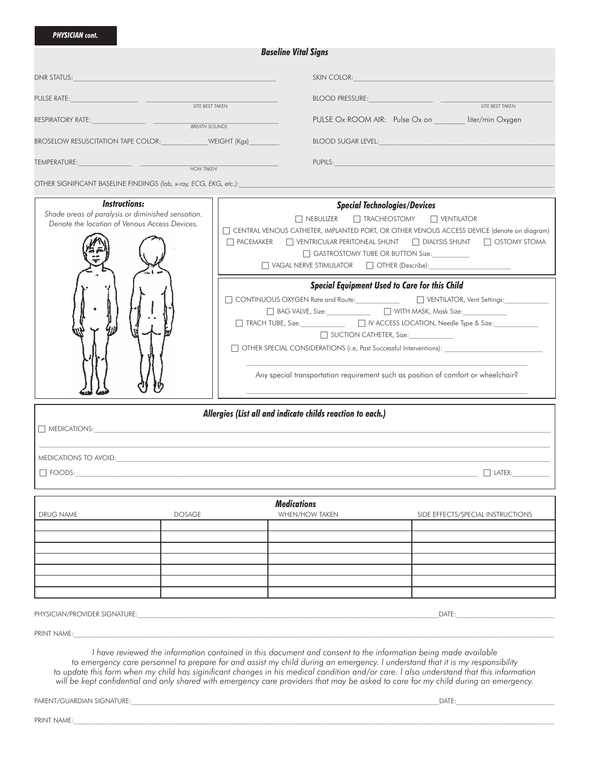**PHYSICIAN cont.**

## *Baseline Vital Signs*

DNR STATUS: \_\_\_\_\_\_\_\_\_\_\_\_\_\_\_\_\_\_\_\_

SKIN COLOR: \_\_\_\_\_\_\_\_\_\_\_\_\_\_\_\_\_\_\_\_

PULSE RATE: \_\_\_\_\_\_\_\_\_\_ \_\_\_\_\_\_\_\_\_\_ SITE BEST TAKEN

BLOOD PRESSURE: \_\_\_\_\_\_\_\_\_\_ \_\_\_\_\_\_\_\_\_\_ SITE BEST TAKEN

RESPIRATORY RATE: \_\_\_\_\_\_\_\_\_\_ \_\_\_\_\_\_\_\_\_\_ BREATH SOUNDS

PULSE Ox ROOM AIR: Pulse Ox on \_\_\_\_\_\_\_\_ liter/min Oxygen

BROSELOW RESUSCITATION TAPE COLOR: \_\_\_\_\_\_\_\_\_\_ WEIGHT (Kgs) \_\_\_\_\_\_\_\_

BLOOD SUGAR LEVEL: \_\_\_\_\_\_\_\_\_\_\_\_\_\_\_\_\_\_\_\_

TEMPERATURE: \_\_\_\_\_\_\_\_\_\_ \_\_\_\_\_\_\_\_\_\_ HOW TAKEN

PUPILS: \_\_\_\_\_\_\_\_\_\_\_\_\_\_\_\_\_\_\_\_

OTHER SIGNIFICANT BASELINE FINDINGS *(lab, x-ray, ECG, EKG, etc.)*: \_\_\_\_\_\_\_\_\_\_\_\_\_\_\_\_\_\_\_\_

### *Instructions:*

*Shade areas of paralysis or diminished sensation. Denote the location of Venous Access Devices.*

### *Special Technologies/Devices*

☐ NEBULIZER ☐ TRACHEOSTOMY ☐ VENTILATOR

☐ CENTRAL VENOUS CATHETER, IMPLANTED PORT, OR OTHER VENOUS ACCESS DEVICE (denote on diagram)

☐ PACEMAKER ☐ VENTRICULAR PERITONEAL SHUNT ☐ DIALYSIS SHUNT ☐ OSTOMY STOMA

☐ GASTROSTOMY TUBE OR BUTTON Size: \_\_\_\_\_\_\_\_\_\_

☐ VAGAL NERVE STIMULATOR ☐ OTHER (Describe): \_\_\_\_\_\_\_\_\_\_\_\_\_\_\_\_\_\_\_\_

### *Special Equipment Used to Care for this Child*

☐ CONTINUOUS OXYGEN Rate and Route: \_\_\_\_\_\_\_\_\_\_ ☐ VENTILATOR, Vent Settings: \_\_\_\_\_\_\_\_\_\_

☐ BAG VALVE, Size: \_\_\_\_\_\_\_\_\_\_ ☐ WITH MASK, Mask Size: \_\_\_\_\_\_\_\_\_\_

☐ TRACH TUBE, Size: \_\_\_\_\_\_\_\_\_\_ ☐ IV ACCESS LOCATION, Needle Type & Size: \_\_\_\_\_\_\_\_\_\_

☐ SUCTION CATHETER, Size: \_\_\_\_\_\_\_\_\_\_

☐ OTHER SPECIAL CONSIDERATIONS (i.e, Past Successful Interventions): \_\_\_\_\_\_\_\_\_\_\_\_\_\_\_\_\_\_\_\_

\_\_\_\_\_\_\_\_\_\_\_\_\_\_\_\_\_\_\_\_

Any special transportation requirement such as position of comfort or wheelchair?

\_\_\_\_\_\_\_\_\_\_\_\_\_\_\_\_\_\_\_\_

### *Allergies (List all and indicate childs reaction to each.)*

☐ MEDICATIONS: \_\_\_\_\_\_\_\_\_\_\_\_\_\_\_\_\_\_\_\_

\_\_\_\_\_\_\_\_\_\_\_\_\_\_\_\_\_\_\_\_

MEDICATIONS TO AVOID: \_\_\_\_\_\_\_\_\_\_\_\_\_\_\_\_\_\_\_\_

☐ FOODS: \_\_\_\_\_\_\_\_\_\_\_\_\_\_\_\_\_\_\_\_ ☐ LATEX: \_\_\_\_\_\_\_\_\_\_

### *Medications*

| DRUG NAME | DOSAGE | WHEN/HOW TAKEN | SIDE EFFECTS/SPECIAL INSTRUCTIONS |
|---|---|---|---|
| | | | |
| | | | |
| | | | |
| | | | |
| | | | |
| | | | |
| | | | |

PHYSICIAN/PROVIDER SIGNATURE: \_\_\_\_\_\_\_\_\_\_\_\_\_\_\_\_\_\_\_\_ DATE: \_\_\_\_\_\_\_\_\_\_

PRINT NAME: \_\_\_\_\_\_\_\_\_\_\_\_\_\_\_\_\_\_\_\_

*I have reviewed the information contained in this document and consent to the information being made available to emergency care personnel to prepare for and assist my child during an emergency. I understand that it is my responsibility to update this form when my child has siginificant changes in his medical condition and/or care. I also understand that this information will be kept confidential and only shared with emergency care providers that may be asked to care for my child during an emergency.*

PARENT/GUARDIAN SIGNATURE: \_\_\_\_\_\_\_\_\_\_\_\_\_\_\_\_\_\_\_\_ DATE: \_\_\_\_\_\_\_\_\_\_

PRINT NAME: \_\_\_\_\_\_\_\_\_\_\_\_\_\_\_\_\_\_\_\_